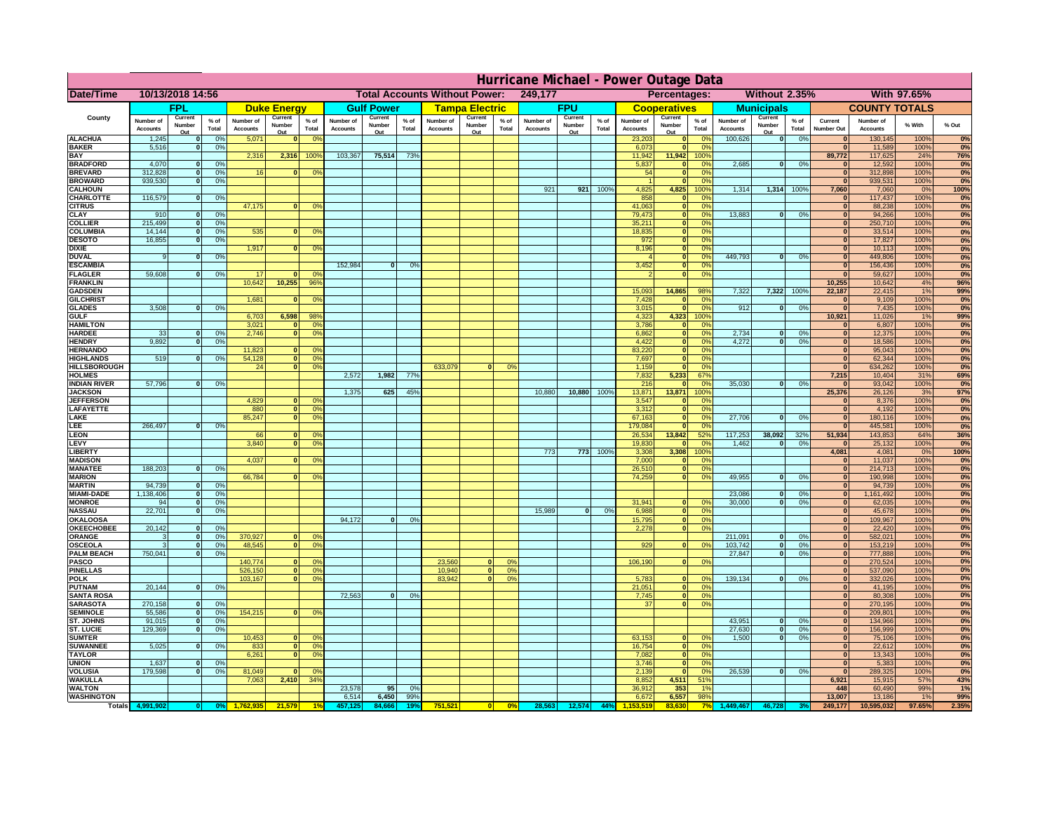# Hurricane Michael - Power Outage Data

| Date/Time | 10/13/2018 14:56 | | | | | | Total Accounts Without Power: | | | 249,177 | | | | | | Percentages: | | | Without 2.35% | | | | With 97.65% | | |
|---|---|---|---|---|---|---|---|---|---|---|---|---|---|---|---|---|---|---|---|---|---|---|---|---|---|
| County | FPL | | | Duke Energy | | | Gulf Power | | | Tampa Electric | | | FPU | | | Cooperatives | | | Municipals | | | COUNTY TOTALS | | | |
| | Number of Accounts | Current Number Out | % of Total | Number of Accounts | Current Number Out | % of Total | Number of Accounts | Current Number Out | % of Total | Number of Accounts | Current Number Out | % of Total | Number of Accounts | Current Number Out | % of Total | Number of Accounts | Current Number Out | % of Total | Number of Accounts | Current Number Out | % of Total | Current Number Out | Number of Accounts | % With | % Out |
| ALACHUA | 1,245 | 0 | 0% | 5,071 | 0 | 0% | | | | | | | | | | 23,203 | 0 | 0% | 100,626 | 0 | 0% | 0 | 130,145 | 100% | 0% |
| BAKER | 5,516 | 0 | 0% | | | | | | | | | | | | | 6,073 | 0 | 0% | | | | 0 | 11,589 | 100% | 0% |
| BAY | | | | 2,316 | 2,316 | 100% | 103,367 | 75,514 | 73% | | | | | | | 11,942 | 11,942 | 100% | | | | 89,772 | 117,625 | 24% | 76% |
| BRADFORD | 4,070 | 0 | 0% | | | | | | | | | | | | | 5,837 | 0 | 0% | 2,685 | 0 | 0% | 0 | 12,592 | 100% | 0% |
| BREVARD | 312,828 | 0 | 0% | 16 | 0 | 0% | | | | | | | | | | 54 | 0 | 0% | | | | 0 | 312,898 | 100% | 0% |
| BROWARD | 939,530 | 0 | 0% | | | | | | | | | | | | | 1 | 0 | 0% | | | | 0 | 939,531 | 100% | 0% |
| CALHOUN | | | | | | | | | | | | | 921 | 921 | 100% | 4,825 | 4,825 | 100% | 1,314 | 1,314 | 100% | 7,060 | 7,060 | 0% | 100% |
| CHARLOTTE | 116,579 | 0 | 0% | | | | | | | | | | | | | 858 | 0 | 0% | | | | 0 | 117,437 | 100% | 0% |
| CITRUS | | | | 47,175 | 0 | 0% | | | | | | | | | | 41,063 | 0 | 0% | | | | 0 | 88,238 | 100% | 0% |
| CLAY | 910 | 0 | 0% | | | | | | | | | | | | | 79,473 | 0 | 0% | 13,883 | 0 | 0% | 0 | 94,266 | 100% | 0% |
| COLLIER | 215,499 | 0 | 0% | | | | | | | | | | | | | 35,211 | 0 | 0% | | | | 0 | 250,710 | 100% | 0% |
| COLUMBIA | 14,144 | 0 | 0% | 535 | 0 | 0% | | | | | | | | | | 18,835 | 0 | 0% | | | | 0 | 33,514 | 100% | 0% |
| DESOTO | 16,855 | 0 | 0% | | | | | | | | | | | | | 972 | 0 | 0% | | | | 0 | 17,827 | 100% | 0% |
| DIXIE | | | | 1,917 | 0 | 0% | | | | | | | | | | 8,196 | 0 | 0% | | | | 0 | 10,113 | 100% | 0% |
| DUVAL | 9 | 0 | 0% | | | | | | | | | | | | | 4 | 0 | 0% | 449,793 | 0 | 0% | 0 | 449,806 | 100% | 0% |
| ESCAMBIA | | | | | | | 152,984 | 0 | 0% | | | | | | | 3,452 | 0 | 0% | | | | 0 | 156,436 | 100% | 0% |
| FLAGLER | 59,608 | 0 | 0% | 17 | 0 | 0% | | | | | | | | | | 2 | 0 | 0% | | | | 0 | 59,627 | 100% | 0% |
| FRANKLIN | | | | 10,642 | 10,255 | 96% | | | | | | | | | | | | | | | | 10,255 | 10,642 | 4% | 96% |
| GADSDEN | | | | | | | | | | | | | | | | 15,093 | 14,865 | 98% | 7,322 | 7,322 | 100% | 22,187 | 22,415 | 1% | 99% |
| GILCHRIST | | | | 1,681 | 0 | 0% | | | | | | | | | | 7,428 | 0 | 0% | | | | 0 | 9,109 | 100% | 0% |
| GLADES | 3,508 | 0 | 0% | | | | | | | | | | | | | 3,015 | 0 | 0% | 912 | 0 | 0% | 0 | 7,435 | 100% | 0% |
| GULF | | | | 6,703 | 6,598 | 98% | | | | | | | | | | 4,323 | 4,323 | 100% | | | | 10,921 | 11,026 | 1% | 99% |
| HAMILTON | | | | 3,021 | 0 | 0% | | | | | | | | | | 3,786 | 0 | 0% | | | | 0 | 6,807 | 100% | 0% |
| HARDEE | 33 | 0 | 0% | 2,746 | 0 | 0% | | | | | | | | | | 6,862 | 0 | 0% | 2,734 | 0 | 0% | 0 | 12,375 | 100% | 0% |
| HENDRY | 9,892 | 0 | 0% | | | | | | | | | | | | | 4,422 | 0 | 0% | 4,272 | 0 | 0% | 0 | 18,586 | 100% | 0% |
| HERNANDO | | | | 11,823 | 0 | 0% | | | | | | | | | | 83,220 | 0 | 0% | | | | 0 | 95,043 | 100% | 0% |
| HIGHLANDS | 519 | 0 | 0% | 54,128 | 0 | 0% | | | | | | | | | | 7,697 | 0 | 0% | | | | 0 | 62,344 | 100% | 0% |
| HILLSBOROUGH | | | | 24 | 0 | 0% | | | | 633,079 | 0 | 0% | | | | 1,159 | 0 | 0% | | | | 0 | 634,262 | 100% | 0% |
| HOLMES | | | | | | | 2,572 | 1,982 | 77% | | | | | | | 7,832 | 5,233 | 67% | | | | 7,215 | 10,404 | 31% | 69% |
| INDIAN RIVER | 57,796 | 0 | 0% | | | | | | | | | | | | | 216 | 0 | 0% | 35,030 | 0 | 0% | 0 | 93,042 | 100% | 0% |
| JACKSON | | | | | | | 1,375 | 625 | 45% | | | | 10,880 | 10,880 | 100% | 13,871 | 13,871 | 100% | | | | 25,376 | 26,126 | 3% | 97% |
| JEFFERSON | | | | 4,829 | 0 | 0% | | | | | | | | | | 3,547 | 0 | 0% | | | | 0 | 8,376 | 100% | 0% |
| LAFAYETTE | | | | 880 | 0 | 0% | | | | | | | | | | 3,312 | 0 | 0% | | | | 0 | 4,192 | 100% | 0% |
| LAKE | | | | 85,247 | 0 | 0% | | | | | | | | | | 67,163 | 0 | 0% | 27,706 | 0 | 0% | 0 | 180,116 | 100% | 0% |
| LEE | 266,497 | 0 | 0% | | | | | | | | | | | | | 179,084 | 0 | 0% | | | | 0 | 445,581 | 100% | 0% |
| LEON | | | | 66 | 0 | 0% | | | | | | | | | | 26,534 | 13,842 | 52% | 117,253 | 38,092 | 32% | 51,934 | 143,853 | 64% | 36% |
| LEVY | | | | 3,840 | 0 | 0% | | | | | | | | | | 19,830 | 0 | 0% | 1,462 | 0 | 0% | 0 | 25,132 | 100% | 0% |
| LIBERTY | | | | | | | | | | | | | 773 | 773 | 100% | 3,308 | 3,308 | 100% | | | | 4,081 | 4,081 | 0% | 100% |
| MADISON | | | | 4,037 | 0 | 0% | | | | | | | | | | 7,000 | 0 | 0% | | | | 0 | 11,037 | 100% | 0% |
| MANATEE | 188,203 | 0 | 0% | | | | | | | | | | | | | 26,510 | 0 | 0% | | | | 0 | 214,713 | 100% | 0% |
| MARION | | | | 66,784 | 0 | 0% | | | | | | | | | | 74,259 | 0 | 0% | 49,955 | 0 | 0% | 0 | 190,998 | 100% | 0% |
| MARTIN | 94,739 | 0 | 0% | | | | | | | | | | | | | | | | | | | 0 | 94,739 | 100% | 0% |
| MIAMI-DADE | 1,138,406 | 0 | 0% | | | | | | | | | | | | | | | | 23,086 | 0 | 0% | 0 | 1,161,492 | 100% | 0% |
| MONROE | 94 | 0 | 0% | | | | | | | | | | | | | 31,941 | 0 | 0% | 30,000 | 0 | 0% | 0 | 62,035 | 100% | 0% |
| NASSAU | 22,701 | 0 | 0% | | | | | | | | | | 15,989 | 0 | 0% | 6,988 | 0 | 0% | | | | 0 | 45,678 | 100% | 0% |
| OKALOOSA | | | | | | | 94,172 | 0 | 0% | | | | | | | 15,795 | 0 | 0% | | | | 0 | 109,967 | 100% | 0% |
| OKEECHOBEE | 20,142 | 0 | 0% | | | | | | | | | | | | | 2,278 | 0 | 0% | | | | 0 | 22,420 | 100% | 0% |
| ORANGE | 3 | 0 | 0% | 370,927 | 0 | 0% | | | | | | | | | | | | | 211,091 | 0 | 0% | 0 | 582,021 | 100% | 0% |
| OSCEOLA | 3 | 0 | 0% | 48,545 | 0 | 0% | | | | | | | | | | 929 | 0 | 0% | 103,742 | 0 | 0% | 0 | 153,219 | 100% | 0% |
| PALM BEACH | 750,041 | 0 | 0% | | | | | | | | | | | | | | | | 27,847 | 0 | 0% | 0 | 777,888 | 100% | 0% |
| PASCO | | | | 140,774 | 0 | 0% | | | | 23,560 | 0 | 0% | | | | 106,190 | 0 | 0% | | | | 0 | 270,524 | 100% | 0% |
| PINELLAS | | | | 526,150 | 0 | 0% | | | | 10,940 | 0 | 0% | | | | | | | | | | 0 | 537,090 | 100% | 0% |
| POLK | | | | 103,167 | 0 | 0% | | | | 83,942 | 0 | 0% | | | | 5,783 | 0 | 0% | 139,134 | 0 | 0% | 0 | 332,026 | 100% | 0% |
| PUTNAM | 20,144 | 0 | 0% | | | | | | | | | | | | | 21,051 | 0 | 0% | | | | 0 | 41,195 | 100% | 0% |
| SANTA ROSA | | | | | | | 72,563 | 0 | 0% | | | | | | | 7,745 | 0 | 0% | | | | 0 | 80,308 | 100% | 0% |
| SARASOTA | 270,158 | 0 | 0% | | | | | | | | | | | | | 37 | 0 | 0% | | | | 0 | 270,195 | 100% | 0% |
| SEMINOLE | 55,586 | 0 | 0% | 154,215 | 0 | 0% | | | | | | | | | | | | | | | | 0 | 209,801 | 100% | 0% |
| ST. JOHNS | 91,015 | 0 | 0% | | | | | | | | | | | | | | | | 43,951 | 0 | 0% | 0 | 134,966 | 100% | 0% |
| ST. LUCIE | 129,369 | 0 | 0% | | | | | | | | | | | | | | | | 27,630 | 0 | 0% | 0 | 156,999 | 100% | 0% |
| SUMTER | | | | 10,453 | 0 | 0% | | | | | | | | | | 63,153 | 0 | 0% | 1,500 | 0 | 0% | 0 | 75,106 | 100% | 0% |
| SUWANNEE | 5,025 | 0 | 0% | 833 | 0 | 0% | | | | | | | | | | 16,754 | 0 | 0% | | | | 0 | 22,612 | 100% | 0% |
| TAYLOR | | | | 6,261 | 0 | 0% | | | | | | | | | | 7,082 | 0 | 0% | | | | 0 | 13,343 | 100% | 0% |
| UNION | 1,637 | 0 | 0% | | | | | | | | | | | | | 3,746 | 0 | 0% | | | | 0 | 5,383 | 100% | 0% |
| VOLUSIA | 179,598 | 0 | 0% | 81,049 | 0 | 0% | | | | | | | | | | 2,139 | 0 | 0% | 26,539 | 0 | 0% | 0 | 289,325 | 100% | 0% |
| WAKULLA | | | | 7,063 | 2,410 | 34% | | | | | | | | | | 8,852 | 4,511 | 51% | | | | 6,921 | 15,915 | 57% | 43% |
| WALTON | | | | | | | 23,578 | 95 | 0% | | | | | | | 36,912 | 353 | 1% | | | | 448 | 60,490 | 99% | 1% |
| WASHINGTON | | | | | | | 6,514 | 6,450 | 99% | | | | | | | 6,672 | 6,557 | 98% | | | | 13,007 | 13,186 | 1% | 99% |
| Totals | 4,991,902 | 0 | 0% | 1,762,935 | 21,579 | 1% | 457,125 | 84,666 | 19% | 751,521 | 0 | 0% | 28,563 | 12,574 | 44% | 1,153,519 | 83,630 | 7% | 1,449,467 | 46,728 | 3% | 249,177 | 10,595,032 | 97.65% | 2.35% |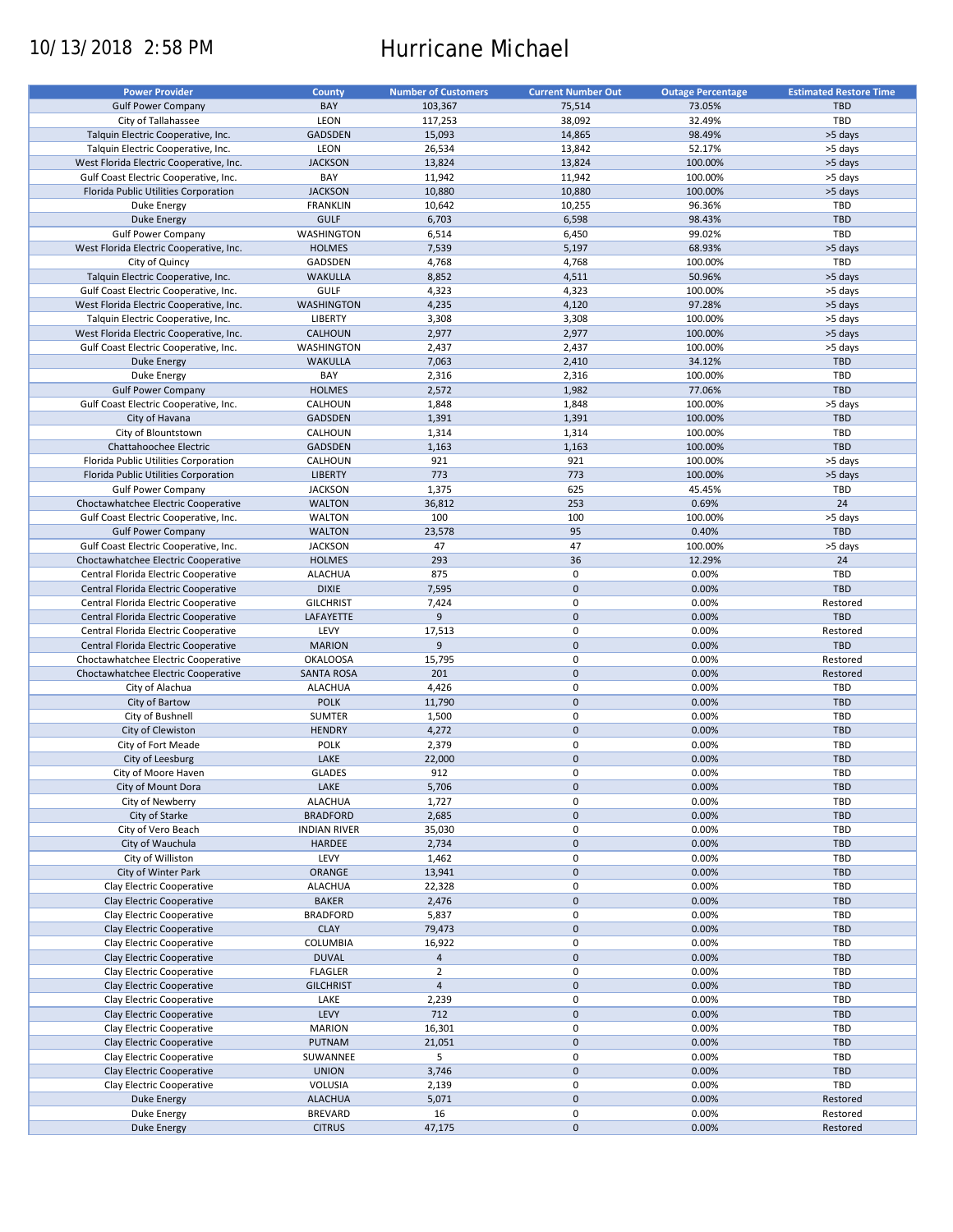10/13/2018 2:58 PM

# Hurricane Michael

| Power Provider | County | Number of Customers | Current Number Out | Outage Percentage | Estimated Restore Time |
|---|---|---|---|---|---|
| Gulf Power Company | BAY | 103,367 | 75,514 | 73.05% | TBD |
| City of Tallahassee | LEON | 117,253 | 38,092 | 32.49% | TBD |
| Talquin Electric Cooperative, Inc. | GADSDEN | 15,093 | 14,865 | 98.49% | >5 days |
| Talquin Electric Cooperative, Inc. | LEON | 26,534 | 13,842 | 52.17% | >5 days |
| West Florida Electric Cooperative, Inc. | JACKSON | 13,824 | 13,824 | 100.00% | >5 days |
| Gulf Coast Electric Cooperative, Inc. | BAY | 11,942 | 11,942 | 100.00% | >5 days |
| Florida Public Utilities Corporation | JACKSON | 10,880 | 10,880 | 100.00% | >5 days |
| Duke Energy | FRANKLIN | 10,642 | 10,255 | 96.36% | TBD |
| Duke Energy | GULF | 6,703 | 6,598 | 98.43% | TBD |
| Gulf Power Company | WASHINGTON | 6,514 | 6,450 | 99.02% | TBD |
| West Florida Electric Cooperative, Inc. | HOLMES | 7,539 | 5,197 | 68.93% | >5 days |
| City of Quincy | GADSDEN | 4,768 | 4,768 | 100.00% | TBD |
| Talquin Electric Cooperative, Inc. | WAKULLA | 8,852 | 4,511 | 50.96% | >5 days |
| Gulf Coast Electric Cooperative, Inc. | GULF | 4,323 | 4,323 | 100.00% | >5 days |
| West Florida Electric Cooperative, Inc. | WASHINGTON | 4,235 | 4,120 | 97.28% | >5 days |
| Talquin Electric Cooperative, Inc. | LIBERTY | 3,308 | 3,308 | 100.00% | >5 days |
| West Florida Electric Cooperative, Inc. | CALHOUN | 2,977 | 2,977 | 100.00% | >5 days |
| Gulf Coast Electric Cooperative, Inc. | WASHINGTON | 2,437 | 2,437 | 100.00% | >5 days |
| Duke Energy | WAKULLA | 7,063 | 2,410 | 34.12% | TBD |
| Duke Energy | BAY | 2,316 | 2,316 | 100.00% | TBD |
| Gulf Power Company | HOLMES | 2,572 | 1,982 | 77.06% | TBD |
| Gulf Coast Electric Cooperative, Inc. | CALHOUN | 1,848 | 1,848 | 100.00% | >5 days |
| City of Havana | GADSDEN | 1,391 | 1,391 | 100.00% | TBD |
| City of Blountstown | CALHOUN | 1,314 | 1,314 | 100.00% | TBD |
| Chattahoochee Electric | GADSDEN | 1,163 | 1,163 | 100.00% | TBD |
| Florida Public Utilities Corporation | CALHOUN | 921 | 921 | 100.00% | >5 days |
| Florida Public Utilities Corporation | LIBERTY | 773 | 773 | 100.00% | >5 days |
| Gulf Power Company | JACKSON | 1,375 | 625 | 45.45% | TBD |
| Choctawhatchee Electric Cooperative | WALTON | 36,812 | 253 | 0.69% | 24 |
| Gulf Coast Electric Cooperative, Inc. | WALTON | 100 | 100 | 100.00% | >5 days |
| Gulf Power Company | WALTON | 23,578 | 95 | 0.40% | TBD |
| Gulf Coast Electric Cooperative, Inc. | JACKSON | 47 | 47 | 100.00% | >5 days |
| Choctawhatchee Electric Cooperative | HOLMES | 293 | 36 | 12.29% | 24 |
| Central Florida Electric Cooperative | ALACHUA | 875 | 0 | 0.00% | TBD |
| Central Florida Electric Cooperative | DIXIE | 7,595 | 0 | 0.00% | TBD |
| Central Florida Electric Cooperative | GILCHRIST | 7,424 | 0 | 0.00% | Restored |
| Central Florida Electric Cooperative | LAFAYETTE | 9 | 0 | 0.00% | TBD |
| Central Florida Electric Cooperative | LEVY | 17,513 | 0 | 0.00% | Restored |
| Central Florida Electric Cooperative | MARION | 9 | 0 | 0.00% | TBD |
| Choctawhatchee Electric Cooperative | OKALOOSA | 15,795 | 0 | 0.00% | Restored |
| Choctawhatchee Electric Cooperative | SANTA ROSA | 201 | 0 | 0.00% | Restored |
| City of Alachua | ALACHUA | 4,426 | 0 | 0.00% | TBD |
| City of Bartow | POLK | 11,790 | 0 | 0.00% | TBD |
| City of Bushnell | SUMTER | 1,500 | 0 | 0.00% | TBD |
| City of Clewiston | HENDRY | 4,272 | 0 | 0.00% | TBD |
| City of Fort Meade | POLK | 2,379 | 0 | 0.00% | TBD |
| City of Leesburg | LAKE | 22,000 | 0 | 0.00% | TBD |
| City of Moore Haven | GLADES | 912 | 0 | 0.00% | TBD |
| City of Mount Dora | LAKE | 5,706 | 0 | 0.00% | TBD |
| City of Newberry | ALACHUA | 1,727 | 0 | 0.00% | TBD |
| City of Starke | BRADFORD | 2,685 | 0 | 0.00% | TBD |
| City of Vero Beach | INDIAN RIVER | 35,030 | 0 | 0.00% | TBD |
| City of Wauchula | HARDEE | 2,734 | 0 | 0.00% | TBD |
| City of Williston | LEVY | 1,462 | 0 | 0.00% | TBD |
| City of Winter Park | ORANGE | 13,941 | 0 | 0.00% | TBD |
| Clay Electric Cooperative | ALACHUA | 22,328 | 0 | 0.00% | TBD |
| Clay Electric Cooperative | BAKER | 2,476 | 0 | 0.00% | TBD |
| Clay Electric Cooperative | BRADFORD | 5,837 | 0 | 0.00% | TBD |
| Clay Electric Cooperative | CLAY | 79,473 | 0 | 0.00% | TBD |
| Clay Electric Cooperative | COLUMBIA | 16,922 | 0 | 0.00% | TBD |
| Clay Electric Cooperative | DUVAL | 4 | 0 | 0.00% | TBD |
| Clay Electric Cooperative | FLAGLER | 2 | 0 | 0.00% | TBD |
| Clay Electric Cooperative | GILCHRIST | 4 | 0 | 0.00% | TBD |
| Clay Electric Cooperative | LAKE | 2,239 | 0 | 0.00% | TBD |
| Clay Electric Cooperative | LEVY | 712 | 0 | 0.00% | TBD |
| Clay Electric Cooperative | MARION | 16,301 | 0 | 0.00% | TBD |
| Clay Electric Cooperative | PUTNAM | 21,051 | 0 | 0.00% | TBD |
| Clay Electric Cooperative | SUWANNEE | 5 | 0 | 0.00% | TBD |
| Clay Electric Cooperative | UNION | 3,746 | 0 | 0.00% | TBD |
| Clay Electric Cooperative | VOLUSIA | 2,139 | 0 | 0.00% | TBD |
| Duke Energy | ALACHUA | 5,071 | 0 | 0.00% | Restored |
| Duke Energy | BREVARD | 16 | 0 | 0.00% | Restored |
| Duke Energy | CITRUS | 47,175 | 0 | 0.00% | Restored |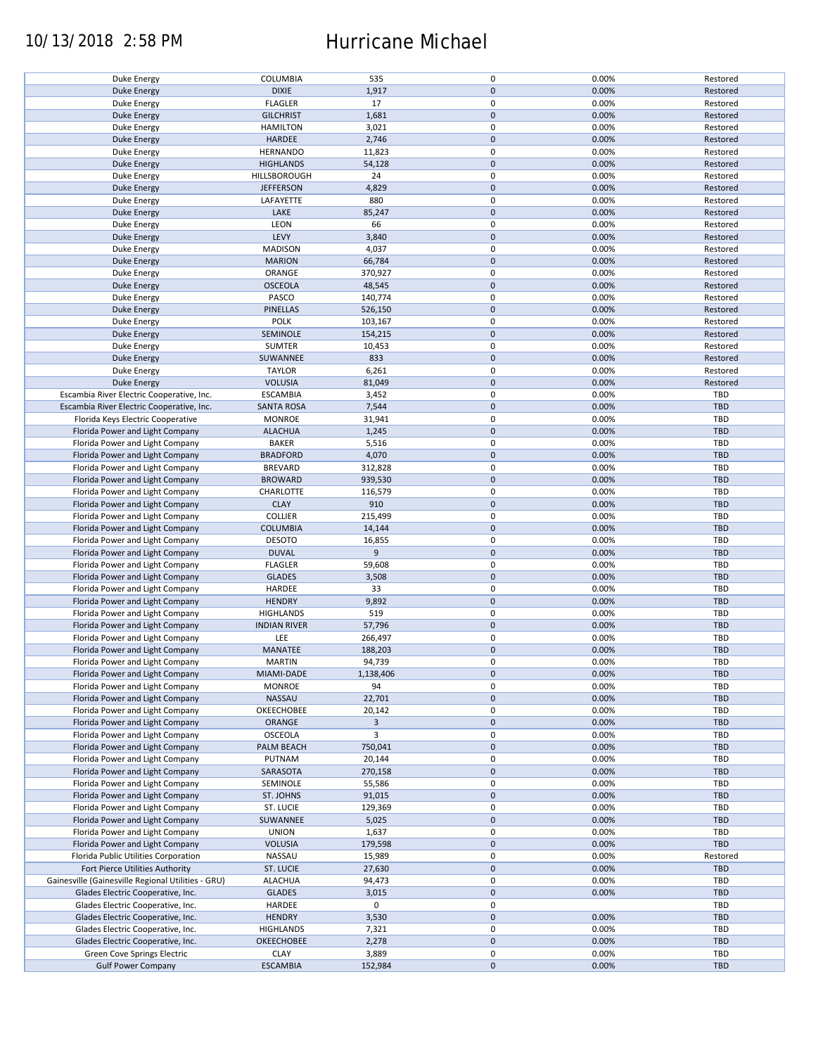# Hurricane Michael

10/13/2018 2:58 PM

| | | | | | |
|---|---|---|---|---|---|
| Duke Energy | COLUMBIA | 535 | 0 | 0.00% | Restored |
| Duke Energy | DIXIE | 1,917 | 0 | 0.00% | Restored |
| Duke Energy | FLAGLER | 17 | 0 | 0.00% | Restored |
| Duke Energy | GILCHRIST | 1,681 | 0 | 0.00% | Restored |
| Duke Energy | HAMILTON | 3,021 | 0 | 0.00% | Restored |
| Duke Energy | HARDEE | 2,746 | 0 | 0.00% | Restored |
| Duke Energy | HERNANDO | 11,823 | 0 | 0.00% | Restored |
| Duke Energy | HIGHLANDS | 54,128 | 0 | 0.00% | Restored |
| Duke Energy | HILLSBOROUGH | 24 | 0 | 0.00% | Restored |
| Duke Energy | JEFFERSON | 4,829 | 0 | 0.00% | Restored |
| Duke Energy | LAFAYETTE | 880 | 0 | 0.00% | Restored |
| Duke Energy | LAKE | 85,247 | 0 | 0.00% | Restored |
| Duke Energy | LEON | 66 | 0 | 0.00% | Restored |
| Duke Energy | LEVY | 3,840 | 0 | 0.00% | Restored |
| Duke Energy | MADISON | 4,037 | 0 | 0.00% | Restored |
| Duke Energy | MARION | 66,784 | 0 | 0.00% | Restored |
| Duke Energy | ORANGE | 370,927 | 0 | 0.00% | Restored |
| Duke Energy | OSCEOLA | 48,545 | 0 | 0.00% | Restored |
| Duke Energy | PASCO | 140,774 | 0 | 0.00% | Restored |
| Duke Energy | PINELLAS | 526,150 | 0 | 0.00% | Restored |
| Duke Energy | POLK | 103,167 | 0 | 0.00% | Restored |
| Duke Energy | SEMINOLE | 154,215 | 0 | 0.00% | Restored |
| Duke Energy | SUMTER | 10,453 | 0 | 0.00% | Restored |
| Duke Energy | SUWANNEE | 833 | 0 | 0.00% | Restored |
| Duke Energy | TAYLOR | 6,261 | 0 | 0.00% | Restored |
| Duke Energy | VOLUSIA | 81,049 | 0 | 0.00% | Restored |
| Escambia River Electric Cooperative, Inc. | ESCAMBIA | 3,452 | 0 | 0.00% | TBD |
| Escambia River Electric Cooperative, Inc. | SANTA ROSA | 7,544 | 0 | 0.00% | TBD |
| Florida Keys Electric Cooperative | MONROE | 31,941 | 0 | 0.00% | TBD |
| Florida Power and Light Company | ALACHUA | 1,245 | 0 | 0.00% | TBD |
| Florida Power and Light Company | BAKER | 5,516 | 0 | 0.00% | TBD |
| Florida Power and Light Company | BRADFORD | 4,070 | 0 | 0.00% | TBD |
| Florida Power and Light Company | BREVARD | 312,828 | 0 | 0.00% | TBD |
| Florida Power and Light Company | BROWARD | 939,530 | 0 | 0.00% | TBD |
| Florida Power and Light Company | CHARLOTTE | 116,579 | 0 | 0.00% | TBD |
| Florida Power and Light Company | CLAY | 910 | 0 | 0.00% | TBD |
| Florida Power and Light Company | COLLIER | 215,499 | 0 | 0.00% | TBD |
| Florida Power and Light Company | COLUMBIA | 14,144 | 0 | 0.00% | TBD |
| Florida Power and Light Company | DESOTO | 16,855 | 0 | 0.00% | TBD |
| Florida Power and Light Company | DUVAL | 9 | 0 | 0.00% | TBD |
| Florida Power and Light Company | FLAGLER | 59,608 | 0 | 0.00% | TBD |
| Florida Power and Light Company | GLADES | 3,508 | 0 | 0.00% | TBD |
| Florida Power and Light Company | HARDEE | 33 | 0 | 0.00% | TBD |
| Florida Power and Light Company | HENDRY | 9,892 | 0 | 0.00% | TBD |
| Florida Power and Light Company | HIGHLANDS | 519 | 0 | 0.00% | TBD |
| Florida Power and Light Company | INDIAN RIVER | 57,796 | 0 | 0.00% | TBD |
| Florida Power and Light Company | LEE | 266,497 | 0 | 0.00% | TBD |
| Florida Power and Light Company | MANATEE | 188,203 | 0 | 0.00% | TBD |
| Florida Power and Light Company | MARTIN | 94,739 | 0 | 0.00% | TBD |
| Florida Power and Light Company | MIAMI-DADE | 1,138,406 | 0 | 0.00% | TBD |
| Florida Power and Light Company | MONROE | 94 | 0 | 0.00% | TBD |
| Florida Power and Light Company | NASSAU | 22,701 | 0 | 0.00% | TBD |
| Florida Power and Light Company | OKEECHOBEE | 20,142 | 0 | 0.00% | TBD |
| Florida Power and Light Company | ORANGE | 3 | 0 | 0.00% | TBD |
| Florida Power and Light Company | OSCEOLA | 3 | 0 | 0.00% | TBD |
| Florida Power and Light Company | PALM BEACH | 750,041 | 0 | 0.00% | TBD |
| Florida Power and Light Company | PUTNAM | 20,144 | 0 | 0.00% | TBD |
| Florida Power and Light Company | SARASOTA | 270,158 | 0 | 0.00% | TBD |
| Florida Power and Light Company | SEMINOLE | 55,586 | 0 | 0.00% | TBD |
| Florida Power and Light Company | ST. JOHNS | 91,015 | 0 | 0.00% | TBD |
| Florida Power and Light Company | ST. LUCIE | 129,369 | 0 | 0.00% | TBD |
| Florida Power and Light Company | SUWANNEE | 5,025 | 0 | 0.00% | TBD |
| Florida Power and Light Company | UNION | 1,637 | 0 | 0.00% | TBD |
| Florida Power and Light Company | VOLUSIA | 179,598 | 0 | 0.00% | TBD |
| Florida Public Utilities Corporation | NASSAU | 15,989 | 0 | 0.00% | Restored |
| Fort Pierce Utilities Authority | ST. LUCIE | 27,630 | 0 | 0.00% | TBD |
| Gainesville (Gainesville Regional Utilities - GRU) | ALACHUA | 94,473 | 0 | 0.00% | TBD |
| Glades Electric Cooperative, Inc. | GLADES | 3,015 | 0 | 0.00% | TBD |
| Glades Electric Cooperative, Inc. | HARDEE | 0 | 0 | | TBD |
| Glades Electric Cooperative, Inc. | HENDRY | 3,530 | 0 | 0.00% | TBD |
| Glades Electric Cooperative, Inc. | HIGHLANDS | 7,321 | 0 | 0.00% | TBD |
| Glades Electric Cooperative, Inc. | OKEECHOBEE | 2,278 | 0 | 0.00% | TBD |
| Green Cove Springs Electric | CLAY | 3,889 | 0 | 0.00% | TBD |
| Gulf Power Company | ESCAMBIA | 152,984 | 0 | 0.00% | TBD |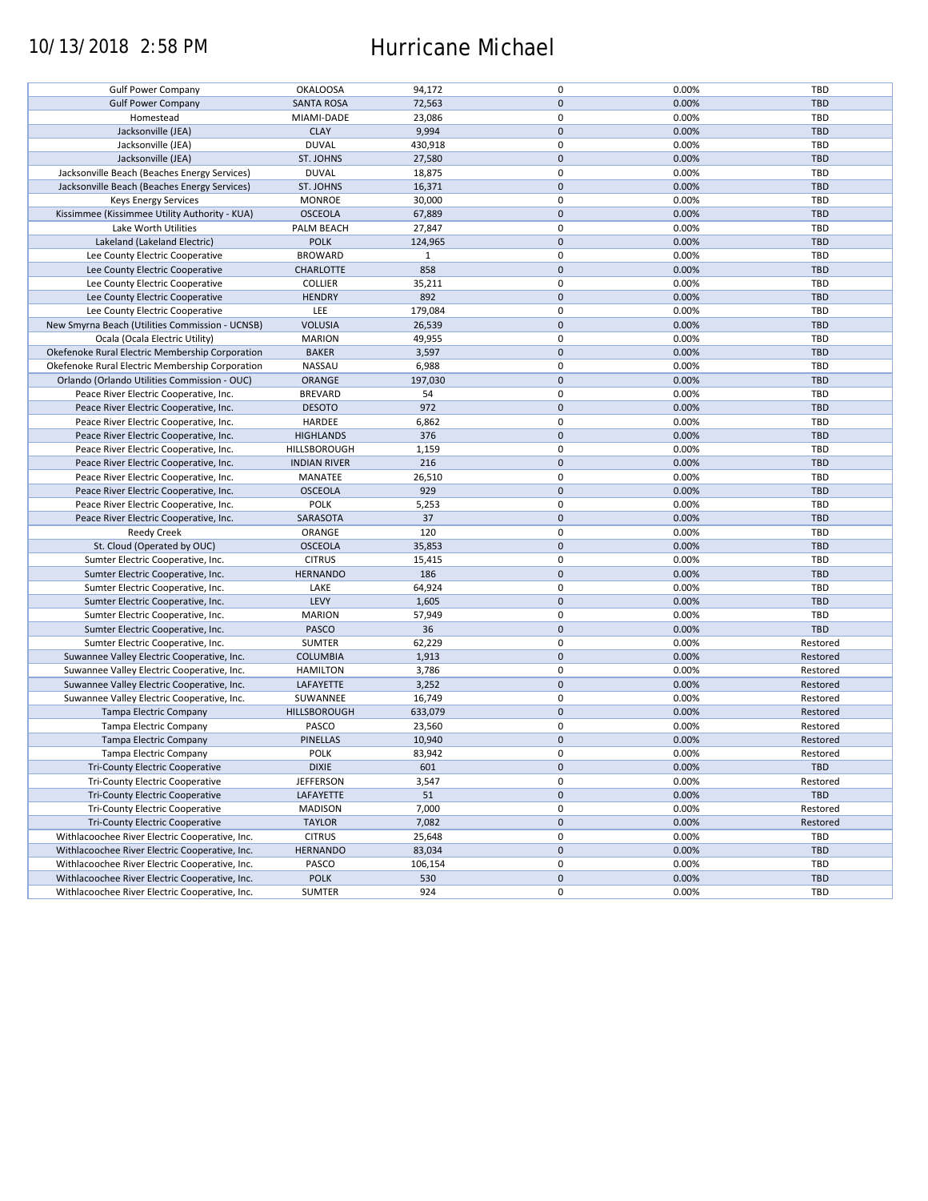# Hurricane Michael

10/13/2018 2:58 PM

| | | | | | |
|---|---|---|---|---|---|
| Gulf Power Company | OKALOOSA | 94,172 | 0 | 0.00% | TBD |
| Gulf Power Company | SANTA ROSA | 72,563 | 0 | 0.00% | TBD |
| Homestead | MIAMI-DADE | 23,086 | 0 | 0.00% | TBD |
| Jacksonville (JEA) | CLAY | 9,994 | 0 | 0.00% | TBD |
| Jacksonville (JEA) | DUVAL | 430,918 | 0 | 0.00% | TBD |
| Jacksonville (JEA) | ST. JOHNS | 27,580 | 0 | 0.00% | TBD |
| Jacksonville Beach (Beaches Energy Services) | DUVAL | 18,875 | 0 | 0.00% | TBD |
| Jacksonville Beach (Beaches Energy Services) | ST. JOHNS | 16,371 | 0 | 0.00% | TBD |
| Keys Energy Services | MONROE | 30,000 | 0 | 0.00% | TBD |
| Kissimmee (Kissimmee Utility Authority - KUA) | OSCEOLA | 67,889 | 0 | 0.00% | TBD |
| Lake Worth Utilities | PALM BEACH | 27,847 | 0 | 0.00% | TBD |
| Lakeland (Lakeland Electric) | POLK | 124,965 | 0 | 0.00% | TBD |
| Lee County Electric Cooperative | BROWARD | 1 | 0 | 0.00% | TBD |
| Lee County Electric Cooperative | CHARLOTTE | 858 | 0 | 0.00% | TBD |
| Lee County Electric Cooperative | COLLIER | 35,211 | 0 | 0.00% | TBD |
| Lee County Electric Cooperative | HENDRY | 892 | 0 | 0.00% | TBD |
| Lee County Electric Cooperative | LEE | 179,084 | 0 | 0.00% | TBD |
| New Smyrna Beach (Utilities Commission - UCNSB) | VOLUSIA | 26,539 | 0 | 0.00% | TBD |
| Ocala (Ocala Electric Utility) | MARION | 49,955 | 0 | 0.00% | TBD |
| Okefenoke Rural Electric Membership Corporation | BAKER | 3,597 | 0 | 0.00% | TBD |
| Okefenoke Rural Electric Membership Corporation | NASSAU | 6,988 | 0 | 0.00% | TBD |
| Orlando (Orlando Utilities Commission - OUC) | ORANGE | 197,030 | 0 | 0.00% | TBD |
| Peace River Electric Cooperative, Inc. | BREVARD | 54 | 0 | 0.00% | TBD |
| Peace River Electric Cooperative, Inc. | DESOTO | 972 | 0 | 0.00% | TBD |
| Peace River Electric Cooperative, Inc. | HARDEE | 6,862 | 0 | 0.00% | TBD |
| Peace River Electric Cooperative, Inc. | HIGHLANDS | 376 | 0 | 0.00% | TBD |
| Peace River Electric Cooperative, Inc. | HILLSBOROUGH | 1,159 | 0 | 0.00% | TBD |
| Peace River Electric Cooperative, Inc. | INDIAN RIVER | 216 | 0 | 0.00% | TBD |
| Peace River Electric Cooperative, Inc. | MANATEE | 26,510 | 0 | 0.00% | TBD |
| Peace River Electric Cooperative, Inc. | OSCEOLA | 929 | 0 | 0.00% | TBD |
| Peace River Electric Cooperative, Inc. | POLK | 5,253 | 0 | 0.00% | TBD |
| Peace River Electric Cooperative, Inc. | SARASOTA | 37 | 0 | 0.00% | TBD |
| Reedy Creek | ORANGE | 120 | 0 | 0.00% | TBD |
| St. Cloud (Operated by OUC) | OSCEOLA | 35,853 | 0 | 0.00% | TBD |
| Sumter Electric Cooperative, Inc. | CITRUS | 15,415 | 0 | 0.00% | TBD |
| Sumter Electric Cooperative, Inc. | HERNANDO | 186 | 0 | 0.00% | TBD |
| Sumter Electric Cooperative, Inc. | LAKE | 64,924 | 0 | 0.00% | TBD |
| Sumter Electric Cooperative, Inc. | LEVY | 1,605 | 0 | 0.00% | TBD |
| Sumter Electric Cooperative, Inc. | MARION | 57,949 | 0 | 0.00% | TBD |
| Sumter Electric Cooperative, Inc. | PASCO | 36 | 0 | 0.00% | TBD |
| Sumter Electric Cooperative, Inc. | SUMTER | 62,229 | 0 | 0.00% | Restored |
| Suwannee Valley Electric Cooperative, Inc. | COLUMBIA | 1,913 | 0 | 0.00% | Restored |
| Suwannee Valley Electric Cooperative, Inc. | HAMILTON | 3,786 | 0 | 0.00% | Restored |
| Suwannee Valley Electric Cooperative, Inc. | LAFAYETTE | 3,252 | 0 | 0.00% | Restored |
| Suwannee Valley Electric Cooperative, Inc. | SUWANNEE | 16,749 | 0 | 0.00% | Restored |
| Tampa Electric Company | HILLSBOROUGH | 633,079 | 0 | 0.00% | Restored |
| Tampa Electric Company | PASCO | 23,560 | 0 | 0.00% | Restored |
| Tampa Electric Company | PINELLAS | 10,940 | 0 | 0.00% | Restored |
| Tampa Electric Company | POLK | 83,942 | 0 | 0.00% | Restored |
| Tri-County Electric Cooperative | DIXIE | 601 | 0 | 0.00% | TBD |
| Tri-County Electric Cooperative | JEFFERSON | 3,547 | 0 | 0.00% | Restored |
| Tri-County Electric Cooperative | LAFAYETTE | 51 | 0 | 0.00% | TBD |
| Tri-County Electric Cooperative | MADISON | 7,000 | 0 | 0.00% | Restored |
| Tri-County Electric Cooperative | TAYLOR | 7,082 | 0 | 0.00% | Restored |
| Withlacoochee River Electric Cooperative, Inc. | CITRUS | 25,648 | 0 | 0.00% | TBD |
| Withlacoochee River Electric Cooperative, Inc. | HERNANDO | 83,034 | 0 | 0.00% | TBD |
| Withlacoochee River Electric Cooperative, Inc. | PASCO | 106,154 | 0 | 0.00% | TBD |
| Withlacoochee River Electric Cooperative, Inc. | POLK | 530 | 0 | 0.00% | TBD |
| Withlacoochee River Electric Cooperative, Inc. | SUMTER | 924 | 0 | 0.00% | TBD |